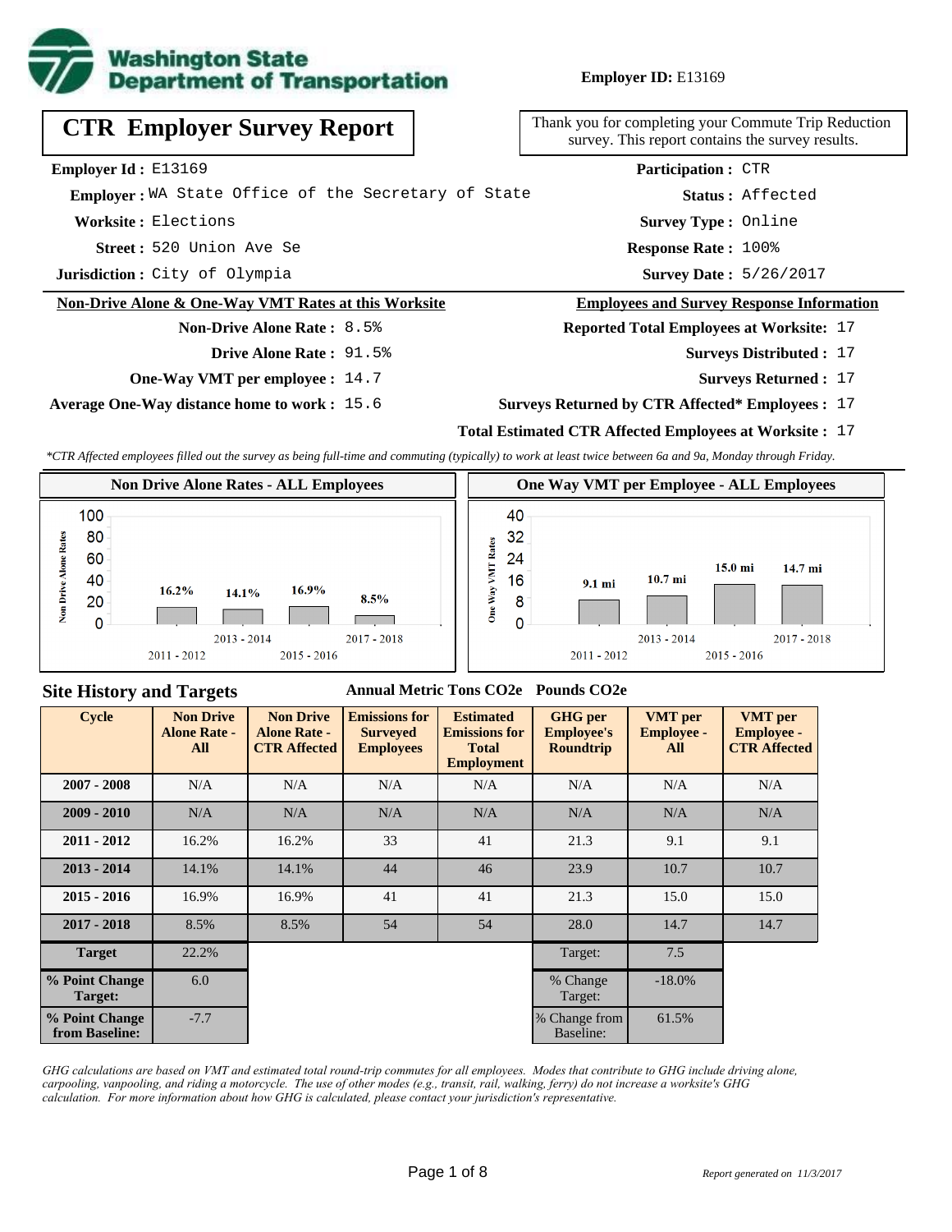Washington State Department of Transportation

**Employer ID:** E13169

# CTR Employer Survey Report

Thank you for completing your Commute Trip Reduction survey. This report contains the survey results.

**Employer Id :** E13169

**Employer :** WA State Office of the Secretary of State

**Worksite :** Elections

**Street :** 520 Union Ave Se

**Jurisdiction :** City of Olympia

**Participation :** CTR

**Status :** Affected

**Survey Type :** Online

**Response Rate :** 100%

**Survey Date :** 5/26/2017

## Non-Drive Alone & One-Way VMT Rates at this Worksite

**Non-Drive Alone Rate :** 8.5%

**Drive Alone Rate :** 91.5%

**One-Way VMT per employee :** 14.7

**Average One-Way distance home to work :** 15.6

## Employees and Survey Response Information

**Reported Total Employees at Worksite:** 17

**Surveys Distributed :** 17

**Surveys Returned :** 17

**Surveys Returned by CTR Affected* Employees :** 17

**Total Estimated CTR Affected Employees at Worksite :** 17

*\*CTR Affected employees filled out the survey as being full-time and commuting (typically) to work at least twice between 6a and 9a, Monday through Friday.*

### Non Drive Alone Rates - ALL Employees

| Cycle | Non Drive Alone Rate |
|---|---|
| 2011 - 2012 | 16.2% |
| 2013 - 2014 | 14.1% |
| 2015 - 2016 | 16.9% |
| 2017 - 2018 | 8.5% |

### One Way VMT per Employee - ALL Employees

| Cycle | One Way VMT |
|---|---|
| 2011 - 2012 | 9.1 mi |
| 2013 - 2014 | 10.7 mi |
| 2015 - 2016 | 15.0 mi |
| 2017 - 2018 | 14.7 mi |

## Site History and Targets

Annual Metric Tons CO2e &nbsp;&nbsp; Pounds CO2e

| Cycle | Non Drive Alone Rate - All | Non Drive Alone Rate - CTR Affected | Emissions for Surveyed Employees | Estimated Emissions for Total Employment | GHG per Employee's Roundtrip | VMT per Employee - All | VMT per Employee - CTR Affected |
|---|---|---|---|---|---|---|---|
| 2007 - 2008 | N/A | N/A | N/A | N/A | N/A | N/A | N/A |
| 2009 - 2010 | N/A | N/A | N/A | N/A | N/A | N/A | N/A |
| 2011 - 2012 | 16.2% | 16.2% | 33 | 41 | 21.3 | 9.1 | 9.1 |
| 2013 - 2014 | 14.1% | 14.1% | 44 | 46 | 23.9 | 10.7 | 10.7 |
| 2015 - 2016 | 16.9% | 16.9% | 41 | 41 | 21.3 | 15.0 | 15.0 |
| 2017 - 2018 | 8.5% | 8.5% | 54 | 54 | 28.0 | 14.7 | 14.7 |
| Target | 22.2% | | | | Target: | 7.5 | |
| % Point Change Target: | 6.0 | | | | % Change Target: | -18.0% | |
| % Point Change from Baseline: | -7.7 | | | | % Change from Baseline: | 61.5% | |

*GHG calculations are based on VMT and estimated total round-trip commutes for all employees. Modes that contribute to GHG include driving alone, carpooling, vanpooling, and riding a motorcycle. The use of other modes (e.g., transit, rail, walking, ferry) do not increase a worksite's GHG calculation. For more information about how GHG is calculated, please contact your jurisdiction's representative.*

*Report generated on 11/3/2017*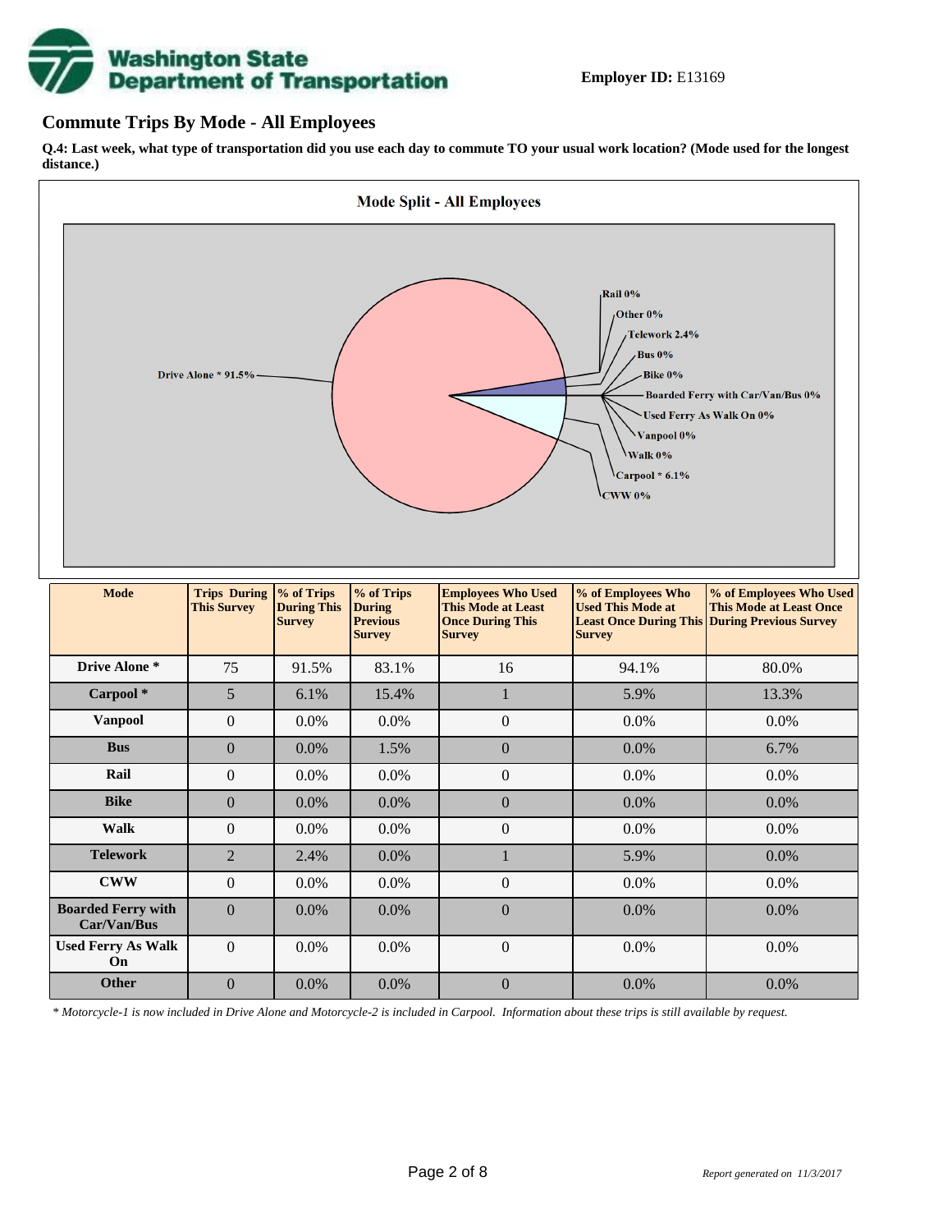**Employer ID:** E13169

## Commute Trips By Mode - All Employees

**Q.4: Last week, what type of transportation did you use each day to commute TO your usual work location? (Mode used for the longest distance.)**

**Mode Split - All Employees**

Drive Alone * 91.5%
Rail 0%
Other 0%
Telework 2.4%
Bus 0%
Bike 0%
Boarded Ferry with Car/Van/Bus 0%
Used Ferry As Walk On 0%
Vanpool 0%
Walk 0%
Carpool * 6.1%
CWW 0%

| Mode | Trips During This Survey | % of Trips During This Survey | % of Trips During Previous Survey | Employees Who Used This Mode at Least Once During This Survey | % of Employees Who Used This Mode at Least Once During This Survey | % of Employees Who Used This Mode at Least Once During Previous Survey |
|---|---|---|---|---|---|---|
| Drive Alone * | 75 | 91.5% | 83.1% | 16 | 94.1% | 80.0% |
| Carpool * | 5 | 6.1% | 15.4% | 1 | 5.9% | 13.3% |
| Vanpool | 0 | 0.0% | 0.0% | 0 | 0.0% | 0.0% |
| Bus | 0 | 0.0% | 1.5% | 0 | 0.0% | 6.7% |
| Rail | 0 | 0.0% | 0.0% | 0 | 0.0% | 0.0% |
| Bike | 0 | 0.0% | 0.0% | 0 | 0.0% | 0.0% |
| Walk | 0 | 0.0% | 0.0% | 0 | 0.0% | 0.0% |
| Telework | 2 | 2.4% | 0.0% | 1 | 5.9% | 0.0% |
| CWW | 0 | 0.0% | 0.0% | 0 | 0.0% | 0.0% |
| Boarded Ferry with Car/Van/Bus | 0 | 0.0% | 0.0% | 0 | 0.0% | 0.0% |
| Used Ferry As Walk On | 0 | 0.0% | 0.0% | 0 | 0.0% | 0.0% |
| Other | 0 | 0.0% | 0.0% | 0 | 0.0% | 0.0% |

*\* Motorcycle-1 is now included in Drive Alone and Motorcycle-2 is included in Carpool. Information about these trips is still available by request.*

*Report generated on 11/3/2017*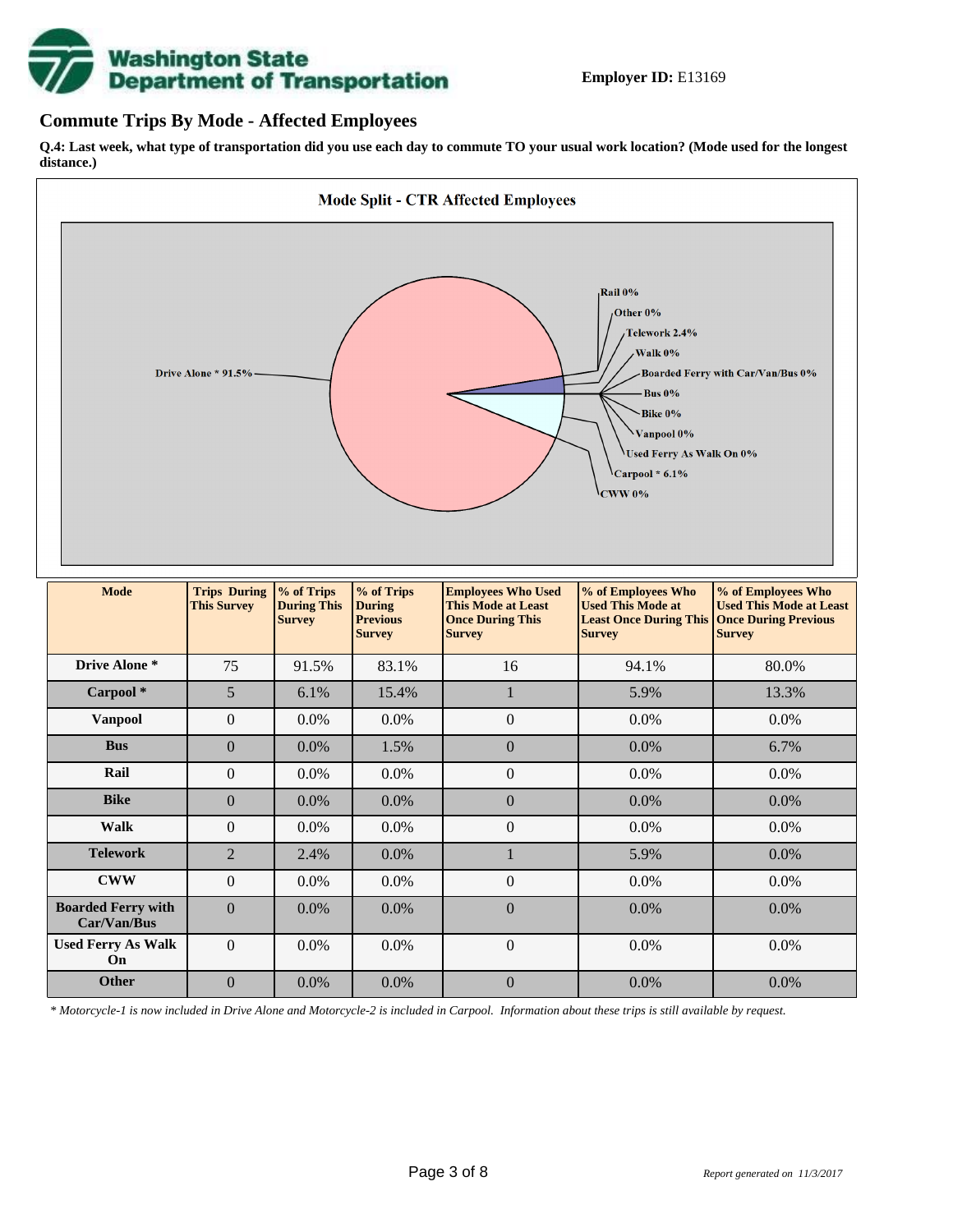**Employer ID:** E13169

## Commute Trips By Mode - Affected Employees

**Q.4: Last week, what type of transportation did you use each day to commute TO your usual work location? (Mode used for the longest distance.)**

**Mode Split - CTR Affected Employees**

Drive Alone * 91.5%
Rail 0%
Other 0%
Telework 2.4%
Walk 0%
Boarded Ferry with Car/Van/Bus 0%
Bus 0%
Bike 0%
Vanpool 0%
Used Ferry As Walk On 0%
Carpool * 6.1%
CWW 0%

| Mode | Trips During This Survey | % of Trips During This Survey | % of Trips During Previous Survey | Employees Who Used This Mode at Least Once During This Survey | % of Employees Who Used This Mode at Least Once During This Survey | % of Employees Who Used This Mode at Least Once During Previous Survey |
|---|---|---|---|---|---|---|
| Drive Alone * | 75 | 91.5% | 83.1% | 16 | 94.1% | 80.0% |
| Carpool * | 5 | 6.1% | 15.4% | 1 | 5.9% | 13.3% |
| Vanpool | 0 | 0.0% | 0.0% | 0 | 0.0% | 0.0% |
| Bus | 0 | 0.0% | 1.5% | 0 | 0.0% | 6.7% |
| Rail | 0 | 0.0% | 0.0% | 0 | 0.0% | 0.0% |
| Bike | 0 | 0.0% | 0.0% | 0 | 0.0% | 0.0% |
| Walk | 0 | 0.0% | 0.0% | 0 | 0.0% | 0.0% |
| Telework | 2 | 2.4% | 0.0% | 1 | 5.9% | 0.0% |
| CWW | 0 | 0.0% | 0.0% | 0 | 0.0% | 0.0% |
| Boarded Ferry with Car/Van/Bus | 0 | 0.0% | 0.0% | 0 | 0.0% | 0.0% |
| Used Ferry As Walk On | 0 | 0.0% | 0.0% | 0 | 0.0% | 0.0% |
| Other | 0 | 0.0% | 0.0% | 0 | 0.0% | 0.0% |

*\* Motorcycle-1 is now included in Drive Alone and Motorcycle-2 is included in Carpool. Information about these trips is still available by request.*

*Report generated on 11/3/2017*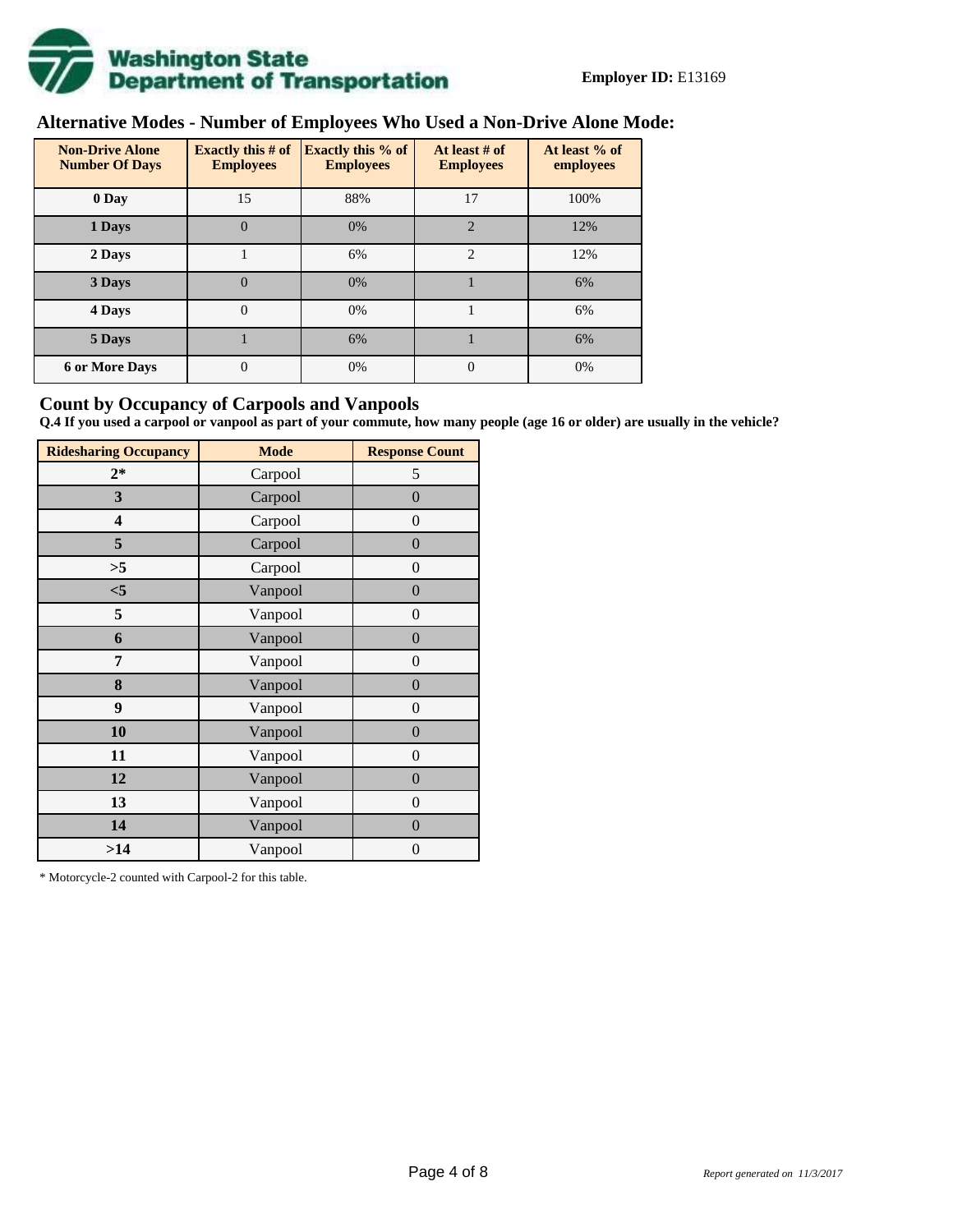**Employer ID:** E13169

## Alternative Modes - Number of Employees Who Used a Non-Drive Alone Mode:

| Non-Drive Alone Number Of Days | Exactly this # of Employees | Exactly this % of Employees | At least # of Employees | At least % of employees |
|---|---|---|---|---|
| 0 Day | 15 | 88% | 17 | 100% |
| 1 Days | 0 | 0% | 2 | 12% |
| 2 Days | 1 | 6% | 2 | 12% |
| 3 Days | 0 | 0% | 1 | 6% |
| 4 Days | 0 | 0% | 1 | 6% |
| 5 Days | 1 | 6% | 1 | 6% |
| 6 or More Days | 0 | 0% | 0 | 0% |

## Count by Occupancy of Carpools and Vanpools

**Q.4 If you used a carpool or vanpool as part of your commute, how many people (age 16 or older) are usually in the vehicle?**

| Ridesharing Occupancy | Mode | Response Count |
|---|---|---|
| 2* | Carpool | 5 |
| 3 | Carpool | 0 |
| 4 | Carpool | 0 |
| 5 | Carpool | 0 |
| >5 | Carpool | 0 |
| <5 | Vanpool | 0 |
| 5 | Vanpool | 0 |
| 6 | Vanpool | 0 |
| 7 | Vanpool | 0 |
| 8 | Vanpool | 0 |
| 9 | Vanpool | 0 |
| 10 | Vanpool | 0 |
| 11 | Vanpool | 0 |
| 12 | Vanpool | 0 |
| 13 | Vanpool | 0 |
| 14 | Vanpool | 0 |
| >14 | Vanpool | 0 |

* Motorcycle-2 counted with Carpool-2 for this table.

*Report generated on 11/3/2017*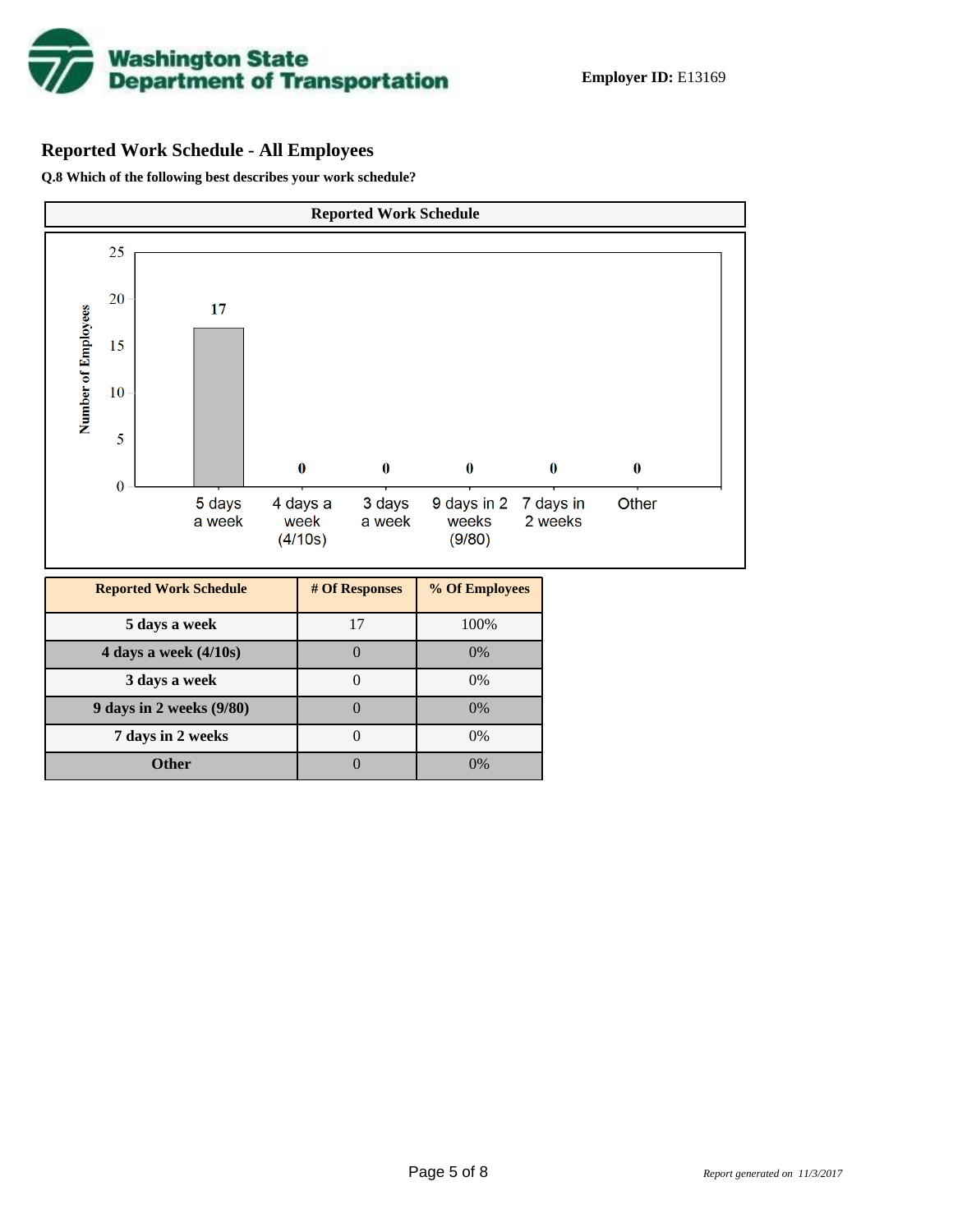Washington State Department of Transportation

**Employer ID:** E13169

## Reported Work Schedule - All Employees

**Q.8 Which of the following best describes your work schedule?**

**Reported Work Schedule**

| Reported Work Schedule | # Of Responses | % Of Employees |
|---|---|---|
| 5 days a week | 17 | 100% |
| 4 days a week (4/10s) | 0 | 0% |
| 3 days a week | 0 | 0% |
| 9 days in 2 weeks (9/80) | 0 | 0% |
| 7 days in 2 weeks | 0 | 0% |
| Other | 0 | 0% |

*Report generated on 11/3/2017*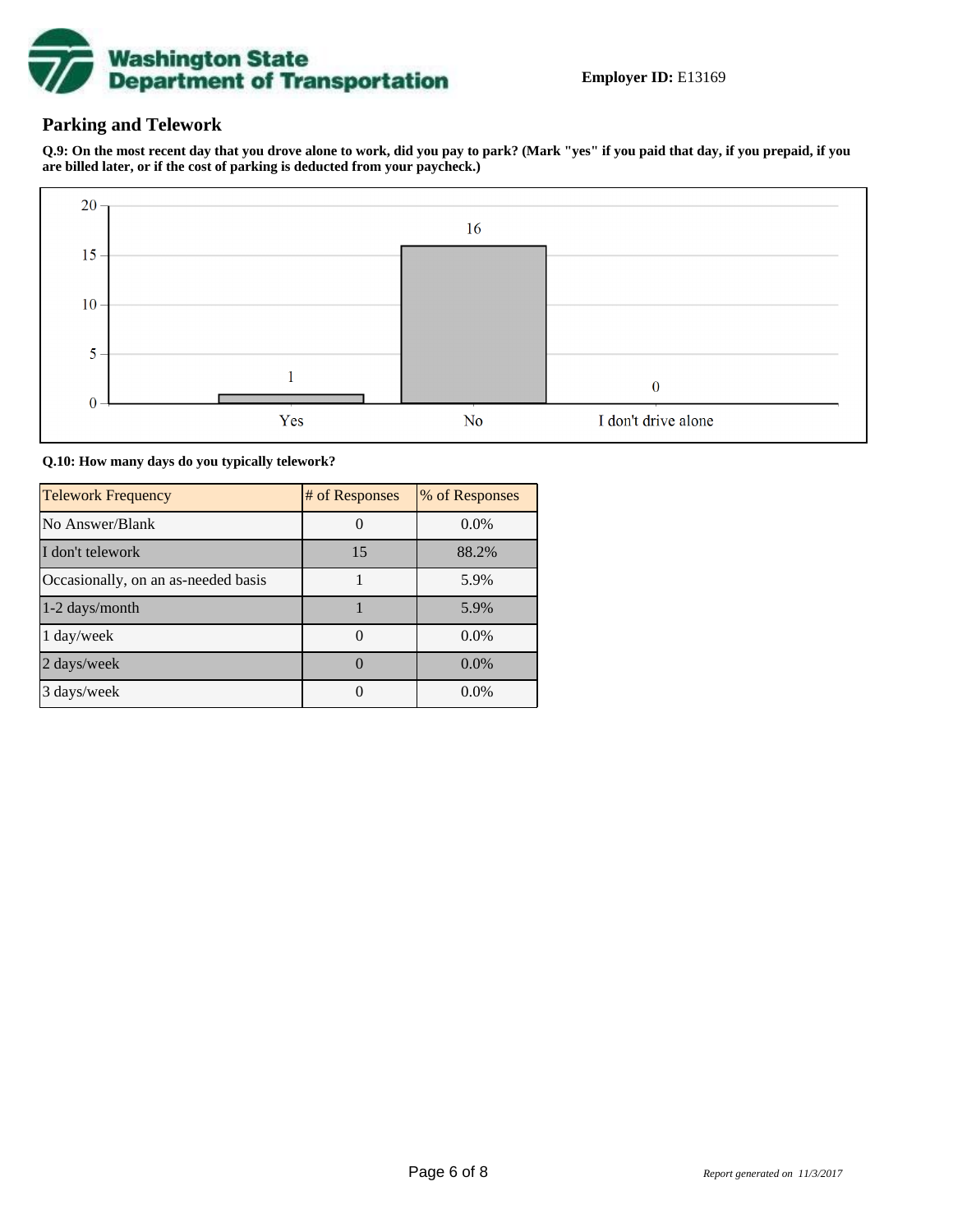**Employer ID:** E13169

## Parking and Telework

**Q.9: On the most recent day that you drove alone to work, did you pay to park? (Mark "yes" if you paid that day, if you prepaid, if you are billed later, or if the cost of parking is deducted from your paycheck.)**

| Response | Count |
|---|---|
| Yes | 1 |
| No | 16 |
| I don't drive alone | 0 |

**Q.10: How many days do you typically telework?**

| Telework Frequency | # of Responses | % of Responses |
|---|---|---|
| No Answer/Blank | 0 | 0.0% |
| I don't telework | 15 | 88.2% |
| Occasionally, on an as-needed basis | 1 | 5.9% |
| 1-2 days/month | 1 | 5.9% |
| 1 day/week | 0 | 0.0% |
| 2 days/week | 0 | 0.0% |
| 3 days/week | 0 | 0.0% |

*Report generated on 11/3/2017*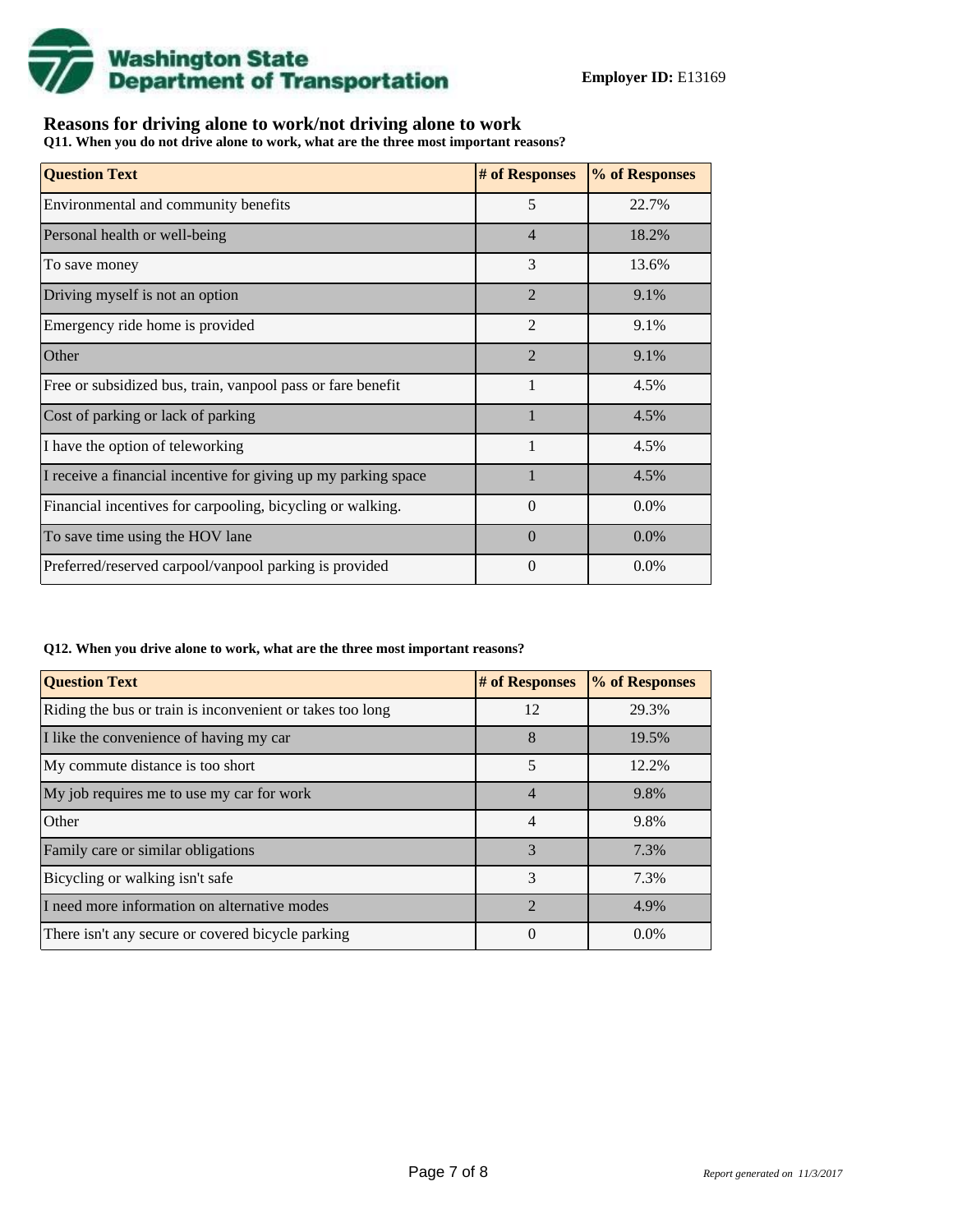**Washington State Department of Transportation**

**Employer ID:** E13169

## Reasons for driving alone to work/not driving alone to work

**Q11. When you do not drive alone to work, what are the three most important reasons?**

| Question Text | # of Responses | % of Responses |
|---|---|---|
| Environmental and community benefits | 5 | 22.7% |
| Personal health or well-being | 4 | 18.2% |
| To save money | 3 | 13.6% |
| Driving myself is not an option | 2 | 9.1% |
| Emergency ride home is provided | 2 | 9.1% |
| Other | 2 | 9.1% |
| Free or subsidized bus, train, vanpool pass or fare benefit | 1 | 4.5% |
| Cost of parking or lack of parking | 1 | 4.5% |
| I have the option of teleworking | 1 | 4.5% |
| I receive a financial incentive for giving up my parking space | 1 | 4.5% |
| Financial incentives for carpooling, bicycling or walking. | 0 | 0.0% |
| To save time using the HOV lane | 0 | 0.0% |
| Preferred/reserved carpool/vanpool parking is provided | 0 | 0.0% |

**Q12. When you drive alone to work, what are the three most important reasons?**

| Question Text | # of Responses | % of Responses |
|---|---|---|
| Riding the bus or train is inconvenient or takes too long | 12 | 29.3% |
| I like the convenience of having my car | 8 | 19.5% |
| My commute distance is too short | 5 | 12.2% |
| My job requires me to use my car for work | 4 | 9.8% |
| Other | 4 | 9.8% |
| Family care or similar obligations | 3 | 7.3% |
| Bicycling or walking isn't safe | 3 | 7.3% |
| I need more information on alternative modes | 2 | 4.9% |
| There isn't any secure or covered bicycle parking | 0 | 0.0% |

*Report generated on 11/3/2017*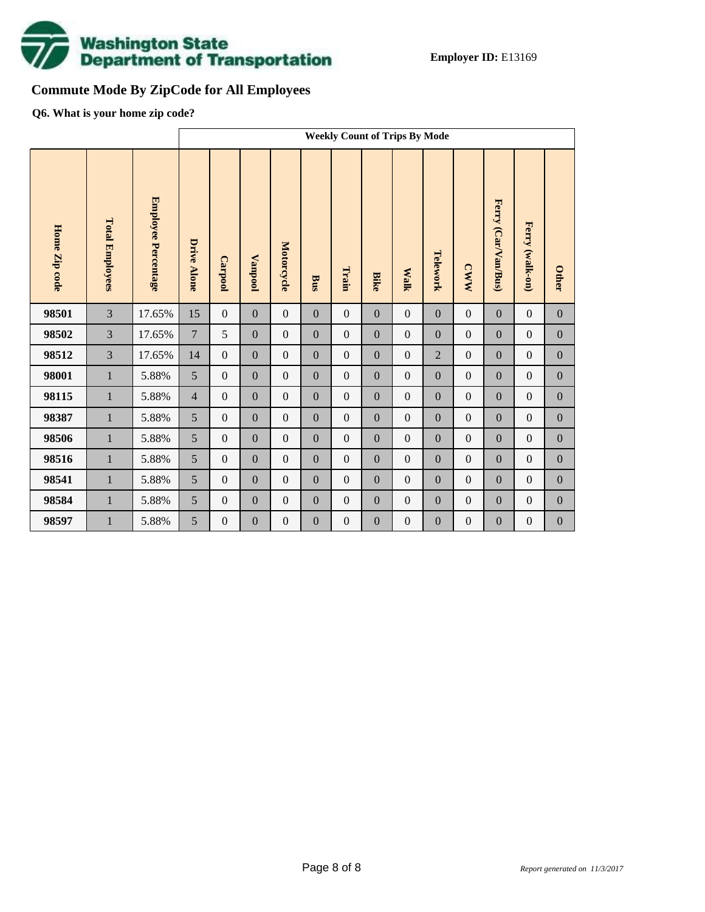**Employer ID:** E13169

## Commute Mode By ZipCode for All Employees

**Q6. What is your home zip code?**

| | | | Weekly Count of Trips By Mode | | | | | | | | | | | | | |
|---|---|---|---|---|---|---|---|---|---|---|---|---|---|---|---|---|
| Home Zip code | Total Employees | Employee Percentage | Drive Alone | Carpool | Vanpool | Motorcycle | Bus | Train | Bike | Walk | Telework | CWW | Ferry (Car/Van/Bus) | Ferry (walk-on) | Other |
| 98501 | 3 | 17.65% | 15 | 0 | 0 | 0 | 0 | 0 | 0 | 0 | 0 | 0 | 0 | 0 | 0 |
| 98502 | 3 | 17.65% | 7 | 5 | 0 | 0 | 0 | 0 | 0 | 0 | 0 | 0 | 0 | 0 | 0 |
| 98512 | 3 | 17.65% | 14 | 0 | 0 | 0 | 0 | 0 | 0 | 0 | 2 | 0 | 0 | 0 | 0 |
| 98001 | 1 | 5.88% | 5 | 0 | 0 | 0 | 0 | 0 | 0 | 0 | 0 | 0 | 0 | 0 | 0 |
| 98115 | 1 | 5.88% | 4 | 0 | 0 | 0 | 0 | 0 | 0 | 0 | 0 | 0 | 0 | 0 | 0 |
| 98387 | 1 | 5.88% | 5 | 0 | 0 | 0 | 0 | 0 | 0 | 0 | 0 | 0 | 0 | 0 | 0 |
| 98506 | 1 | 5.88% | 5 | 0 | 0 | 0 | 0 | 0 | 0 | 0 | 0 | 0 | 0 | 0 | 0 |
| 98516 | 1 | 5.88% | 5 | 0 | 0 | 0 | 0 | 0 | 0 | 0 | 0 | 0 | 0 | 0 | 0 |
| 98541 | 1 | 5.88% | 5 | 0 | 0 | 0 | 0 | 0 | 0 | 0 | 0 | 0 | 0 | 0 | 0 |
| 98584 | 1 | 5.88% | 5 | 0 | 0 | 0 | 0 | 0 | 0 | 0 | 0 | 0 | 0 | 0 | 0 |
| 98597 | 1 | 5.88% | 5 | 0 | 0 | 0 | 0 | 0 | 0 | 0 | 0 | 0 | 0 | 0 | 0 |

*Report generated on 11/3/2017*